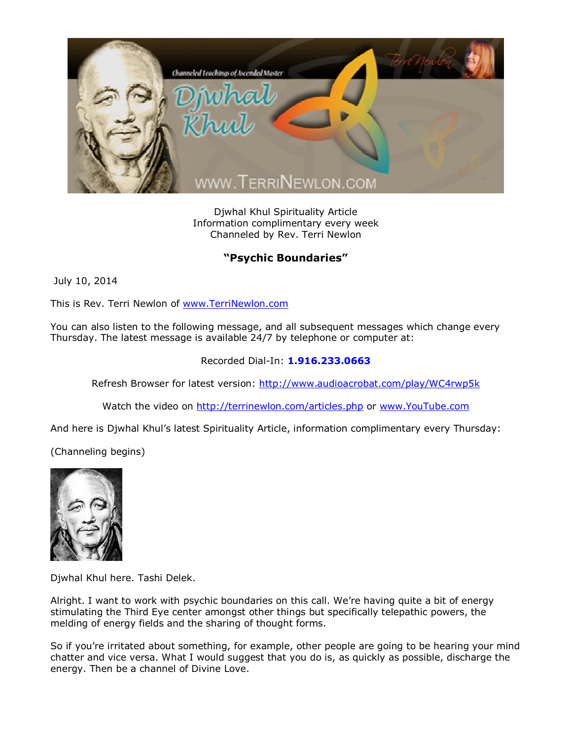Djwhal Khul Spirituality Article
Information complimentary every week
Channeled by Rev. Terri Newlon

## "Psychic Boundaries"

July 10, 2014

This is Rev. Terri Newlon of www.TerriNewlon.com

You can also listen to the following message, and all subsequent messages which change every Thursday. The latest message is available 24/7 by telephone or computer at:

Recorded Dial-In: **1.916.233.0663**

Refresh Browser for latest version: http://www.audioacrobat.com/play/WC4rwp5k

Watch the video on http://terrinewlon.com/articles.php or www.YouTube.com

And here is Djwhal Khul's latest Spirituality Article, information complimentary every Thursday:

(Channeling begins)

Djwhal Khul here. Tashi Delek.

Alright. I want to work with psychic boundaries on this call. We're having quite a bit of energy stimulating the Third Eye center amongst other things but specifically telepathic powers, the melding of energy fields and the sharing of thought forms.

So if you're irritated about something, for example, other people are going to be hearing your mind chatter and vice versa. What I would suggest that you do is, as quickly as possible, discharge the energy. Then be a channel of Divine Love.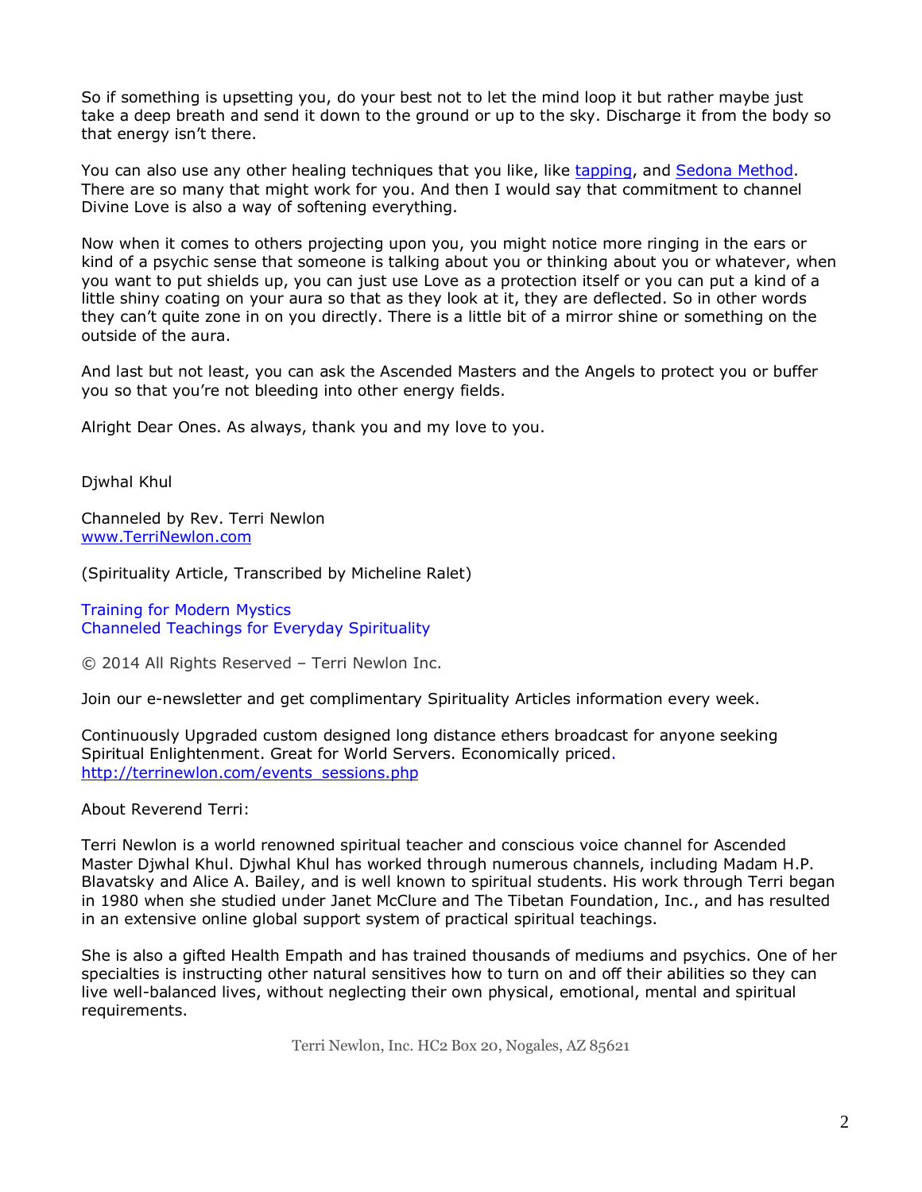So if something is upsetting you, do your best not to let the mind loop it but rather maybe just take a deep breath and send it down to the ground or up to the sky. Discharge it from the body so that energy isn't there.

You can also use any other healing techniques that you like, like [tapping](), and [Sedona Method](). There are so many that might work for you. And then I would say that commitment to channel Divine Love is also a way of softening everything.

Now when it comes to others projecting upon you, you might notice more ringing in the ears or kind of a psychic sense that someone is talking about you or thinking about you or whatever, when you want to put shields up, you can just use Love as a protection itself or you can put a kind of a little shiny coating on your aura so that as they look at it, they are deflected. So in other words they can't quite zone in on you directly. There is a little bit of a mirror shine or something on the outside of the aura.

And last but not least, you can ask the Ascended Masters and the Angels to protect you or buffer you so that you're not bleeding into other energy fields.

Alright Dear Ones. As always, thank you and my love to you.

Djwhal Khul

Channeled by Rev. Terri Newlon
[www.TerriNewlon.com](www.TerriNewlon.com)

(Spirituality Article, Transcribed by Micheline Ralet)

Training for Modern Mystics
Channeled Teachings for Everyday Spirituality

© 2014 All Rights Reserved – Terri Newlon Inc.

Join our e-newsletter and get complimentary Spirituality Articles information every week.

Continuously Upgraded custom designed long distance ethers broadcast for anyone seeking Spiritual Enlightenment. Great for World Servers. Economically priced.
[http://terrinewlon.com/events_sessions.php](http://terrinewlon.com/events_sessions.php)

About Reverend Terri:

Terri Newlon is a world renowned spiritual teacher and conscious voice channel for Ascended Master Djwhal Khul. Djwhal Khul has worked through numerous channels, including Madam H.P. Blavatsky and Alice A. Bailey, and is well known to spiritual students. His work through Terri began in 1980 when she studied under Janet McClure and The Tibetan Foundation, Inc., and has resulted in an extensive online global support system of practical spiritual teachings.

She is also a gifted Health Empath and has trained thousands of mediums and psychics. One of her specialties is instructing other natural sensitives how to turn on and off their abilities so they can live well-balanced lives, without neglecting their own physical, emotional, mental and spiritual requirements.

Terri Newlon, Inc. HC2 Box 20, Nogales, AZ 85621